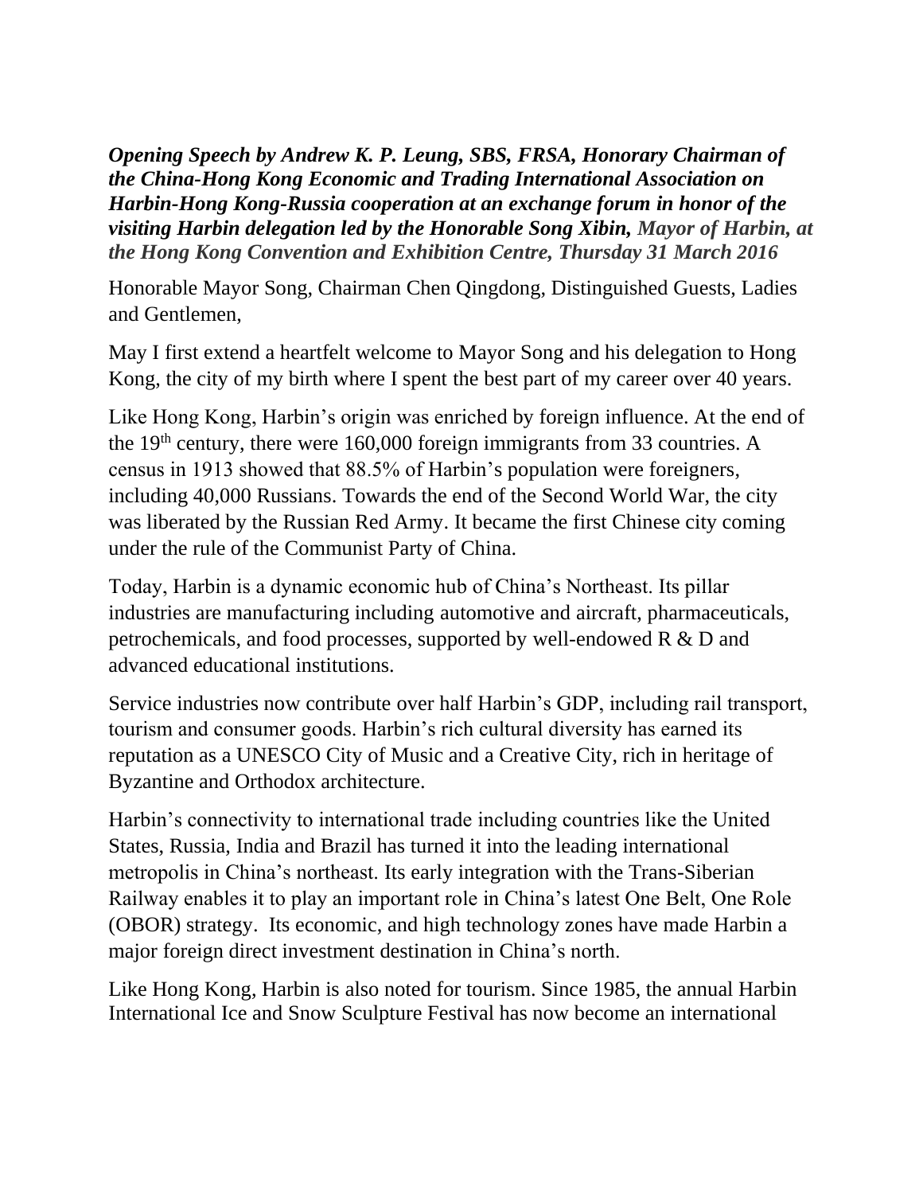***Opening Speech by Andrew K. P. Leung, SBS, FRSA, Honorary Chairman of the China-Hong Kong Economic and Trading International Association on Harbin-Hong Kong-Russia cooperation at an exchange forum in honor of the visiting Harbin delegation led by the Honorable Song Xibin, Mayor of Harbin, at the Hong Kong Convention and Exhibition Centre, Thursday 31 March 2016***

Honorable Mayor Song, Chairman Chen Qingdong, Distinguished Guests, Ladies and Gentlemen,

May I first extend a heartfelt welcome to Mayor Song and his delegation to Hong Kong, the city of my birth where I spent the best part of my career over 40 years.

Like Hong Kong, Harbin's origin was enriched by foreign influence. At the end of the 19th century, there were 160,000 foreign immigrants from 33 countries. A census in 1913 showed that 88.5% of Harbin's population were foreigners, including 40,000 Russians. Towards the end of the Second World War, the city was liberated by the Russian Red Army. It became the first Chinese city coming under the rule of the Communist Party of China.

Today, Harbin is a dynamic economic hub of China's Northeast. Its pillar industries are manufacturing including automotive and aircraft, pharmaceuticals, petrochemicals, and food processes, supported by well-endowed R & D and advanced educational institutions.

Service industries now contribute over half Harbin's GDP, including rail transport, tourism and consumer goods. Harbin's rich cultural diversity has earned its reputation as a UNESCO City of Music and a Creative City, rich in heritage of Byzantine and Orthodox architecture.

Harbin's connectivity to international trade including countries like the United States, Russia, India and Brazil has turned it into the leading international metropolis in China's northeast. Its early integration with the Trans-Siberian Railway enables it to play an important role in China's latest One Belt, One Role (OBOR) strategy. Its economic, and high technology zones have made Harbin a major foreign direct investment destination in China's north.

Like Hong Kong, Harbin is also noted for tourism. Since 1985, the annual Harbin International Ice and Snow Sculpture Festival has now become an international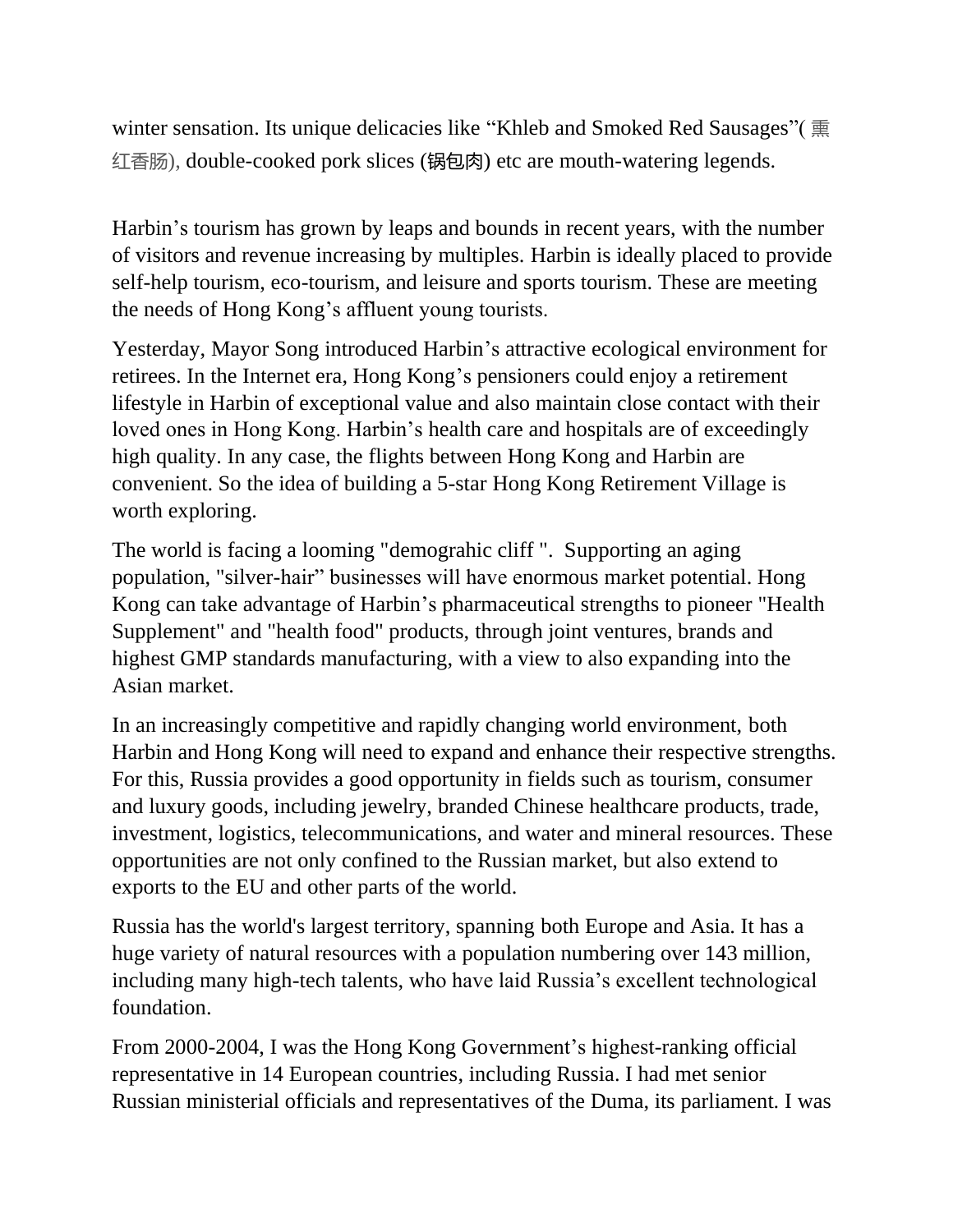winter sensation. Its unique delicacies like “Khleb and Smoked Red Sausages”( 熏红香肠), double-cooked pork slices (锅包肉) etc are mouth-watering legends.

Harbin’s tourism has grown by leaps and bounds in recent years, with the number of visitors and revenue increasing by multiples. Harbin is ideally placed to provide self-help tourism, eco-tourism, and leisure and sports tourism. These are meeting the needs of Hong Kong’s affluent young tourists.

Yesterday, Mayor Song introduced Harbin’s attractive ecological environment for retirees. In the Internet era, Hong Kong’s pensioners could enjoy a retirement lifestyle in Harbin of exceptional value and also maintain close contact with their loved ones in Hong Kong. Harbin’s health care and hospitals are of exceedingly high quality. In any case, the flights between Hong Kong and Harbin are convenient. So the idea of building a 5-star Hong Kong Retirement Village is worth exploring.

The world is facing a looming "demograhic cliff ". Supporting an aging population, "silver-hair” businesses will have enormous market potential. Hong Kong can take advantage of Harbin’s pharmaceutical strengths to pioneer "Health Supplement" and "health food" products, through joint ventures, brands and highest GMP standards manufacturing, with a view to also expanding into the Asian market.

In an increasingly competitive and rapidly changing world environment, both Harbin and Hong Kong will need to expand and enhance their respective strengths. For this, Russia provides a good opportunity in fields such as tourism, consumer and luxury goods, including jewelry, branded Chinese healthcare products, trade, investment, logistics, telecommunications, and water and mineral resources. These opportunities are not only confined to the Russian market, but also extend to exports to the EU and other parts of the world.

Russia has the world's largest territory, spanning both Europe and Asia. It has a huge variety of natural resources with a population numbering over 143 million, including many high-tech talents, who have laid Russia’s excellent technological foundation.

From 2000-2004, I was the Hong Kong Government’s highest-ranking official representative in 14 European countries, including Russia. I had met senior Russian ministerial officials and representatives of the Duma, its parliament. I was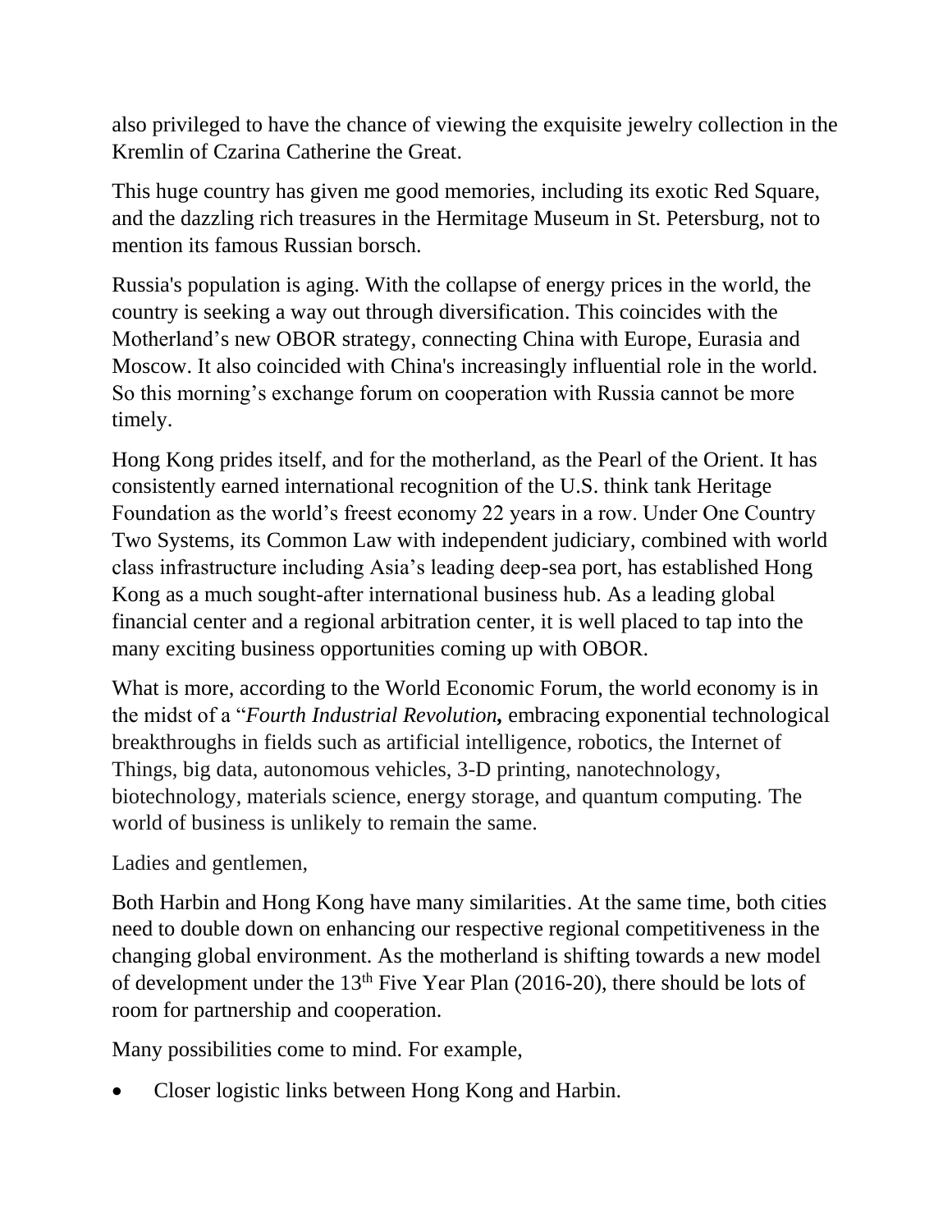also privileged to have the chance of viewing the exquisite jewelry collection in the Kremlin of Czarina Catherine the Great.

This huge country has given me good memories, including its exotic Red Square, and the dazzling rich treasures in the Hermitage Museum in St. Petersburg, not to mention its famous Russian borsch.

Russia's population is aging. With the collapse of energy prices in the world, the country is seeking a way out through diversification. This coincides with the Motherland's new OBOR strategy, connecting China with Europe, Eurasia and Moscow. It also coincided with China's increasingly influential role in the world. So this morning's exchange forum on cooperation with Russia cannot be more timely.

Hong Kong prides itself, and for the motherland, as the Pearl of the Orient. It has consistently earned international recognition of the U.S. think tank Heritage Foundation as the world's freest economy 22 years in a row. Under One Country Two Systems, its Common Law with independent judiciary, combined with world class infrastructure including Asia's leading deep-sea port, has established Hong Kong as a much sought-after international business hub. As a leading global financial center and a regional arbitration center, it is well placed to tap into the many exciting business opportunities coming up with OBOR.

What is more, according to the World Economic Forum, the world economy is in the midst of a "*Fourth Industrial Revolution*, embracing exponential technological breakthroughs in fields such as artificial intelligence, robotics, the Internet of Things, big data, autonomous vehicles, 3-D printing, nanotechnology, biotechnology, materials science, energy storage, and quantum computing. The world of business is unlikely to remain the same.

Ladies and gentlemen,

Both Harbin and Hong Kong have many similarities. At the same time, both cities need to double down on enhancing our respective regional competitiveness in the changing global environment. As the motherland is shifting towards a new model of development under the 13th Five Year Plan (2016-20), there should be lots of room for partnership and cooperation.

Many possibilities come to mind. For example,

- Closer logistic links between Hong Kong and Harbin.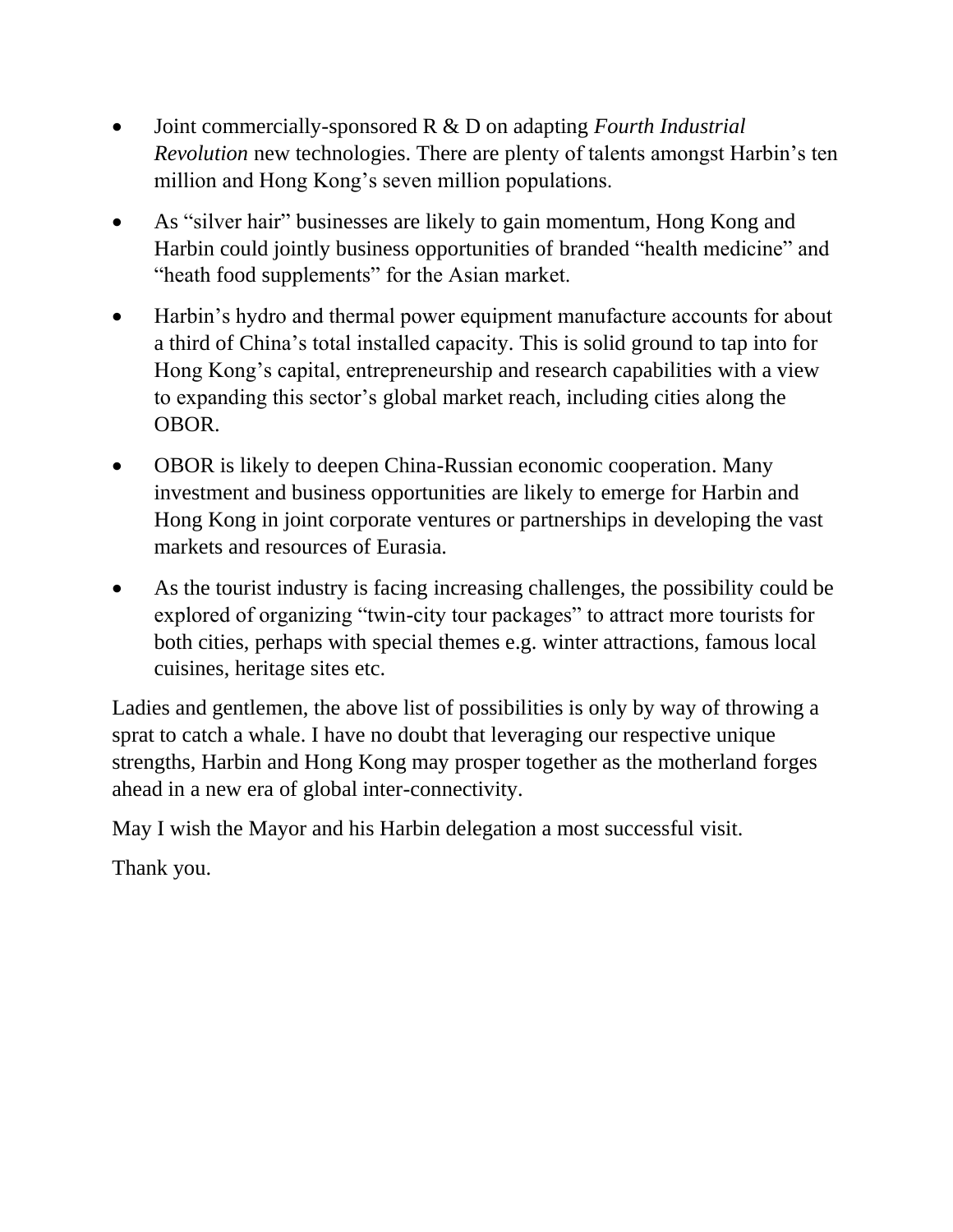- Joint commercially-sponsored R & D on adapting *Fourth Industrial Revolution* new technologies. There are plenty of talents amongst Harbin's ten million and Hong Kong's seven million populations.
- As "silver hair" businesses are likely to gain momentum, Hong Kong and Harbin could jointly business opportunities of branded "health medicine" and "heath food supplements" for the Asian market.
- Harbin's hydro and thermal power equipment manufacture accounts for about a third of China's total installed capacity. This is solid ground to tap into for Hong Kong's capital, entrepreneurship and research capabilities with a view to expanding this sector's global market reach, including cities along the OBOR.
- OBOR is likely to deepen China-Russian economic cooperation. Many investment and business opportunities are likely to emerge for Harbin and Hong Kong in joint corporate ventures or partnerships in developing the vast markets and resources of Eurasia.
- As the tourist industry is facing increasing challenges, the possibility could be explored of organizing "twin-city tour packages" to attract more tourists for both cities, perhaps with special themes e.g. winter attractions, famous local cuisines, heritage sites etc.

Ladies and gentlemen, the above list of possibilities is only by way of throwing a sprat to catch a whale. I have no doubt that leveraging our respective unique strengths, Harbin and Hong Kong may prosper together as the motherland forges ahead in a new era of global inter-connectivity.

May I wish the Mayor and his Harbin delegation a most successful visit.

Thank you.